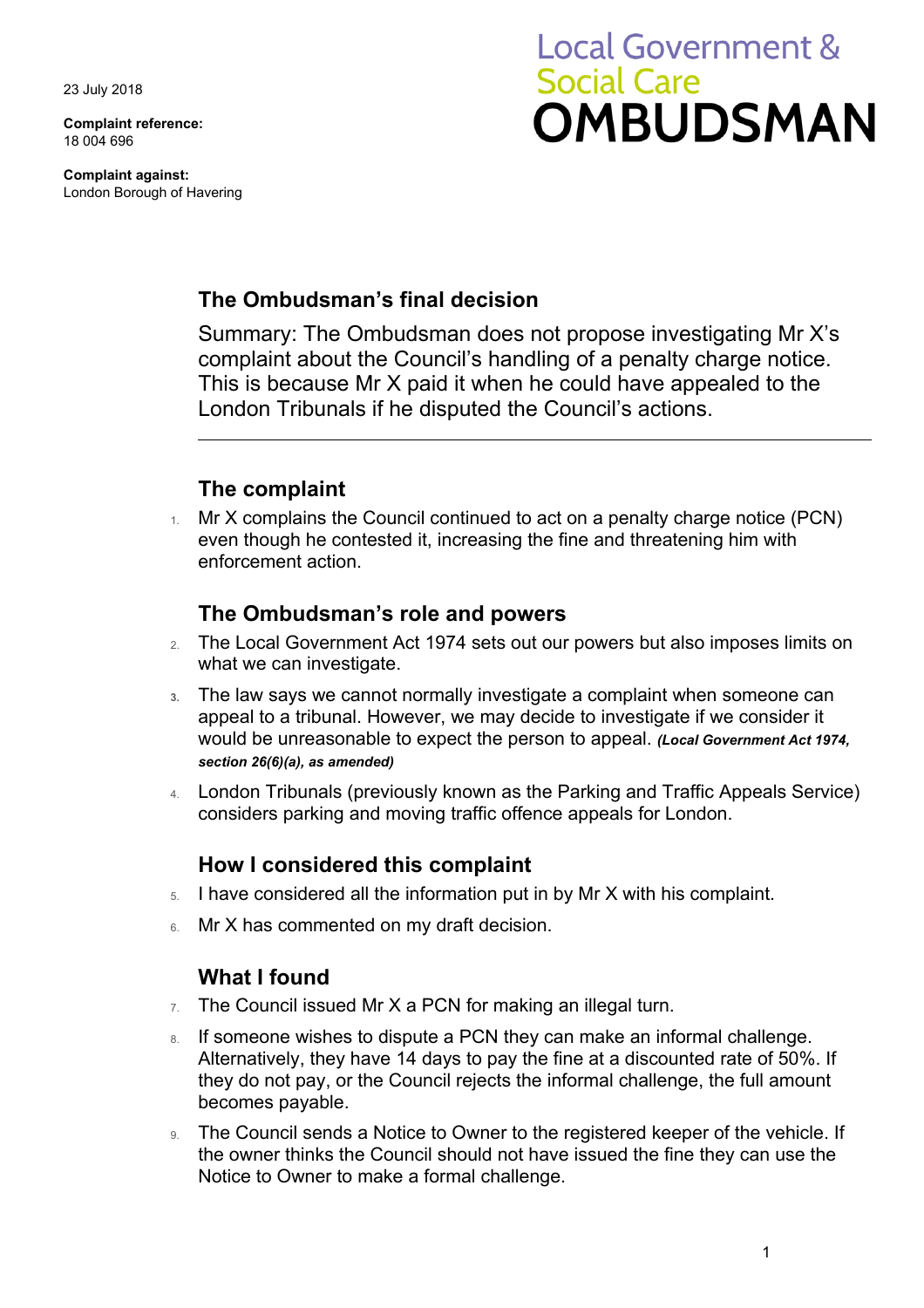23 July 2018

**Complaint reference:**
18 004 696

**Complaint against:**
London Borough of Havering

Local Government & Social Care
**OMBUDSMAN**

## The Ombudsman's final decision

Summary: The Ombudsman does not propose investigating Mr X's complaint about the Council's handling of a penalty charge notice. This is because Mr X paid it when he could have appealed to the London Tribunals if he disputed the Council's actions.

## The complaint

1. Mr X complains the Council continued to act on a penalty charge notice (PCN) even though he contested it, increasing the fine and threatening him with enforcement action.

## The Ombudsman's role and powers

2. The Local Government Act 1974 sets out our powers but also imposes limits on what we can investigate.
3. The law says we cannot normally investigate a complaint when someone can appeal to a tribunal. However, we may decide to investigate if we consider it would be unreasonable to expect the person to appeal. ***(Local Government Act 1974, section 26(6)(a), as amended)***
4. London Tribunals (previously known as the Parking and Traffic Appeals Service) considers parking and moving traffic offence appeals for London.

## How I considered this complaint

5. I have considered all the information put in by Mr X with his complaint.
6. Mr X has commented on my draft decision.

## What I found

7. The Council issued Mr X a PCN for making an illegal turn.
8. If someone wishes to dispute a PCN they can make an informal challenge. Alternatively, they have 14 days to pay the fine at a discounted rate of 50%. If they do not pay, or the Council rejects the informal challenge, the full amount becomes payable.
9. The Council sends a Notice to Owner to the registered keeper of the vehicle. If the owner thinks the Council should not have issued the fine they can use the Notice to Owner to make a formal challenge.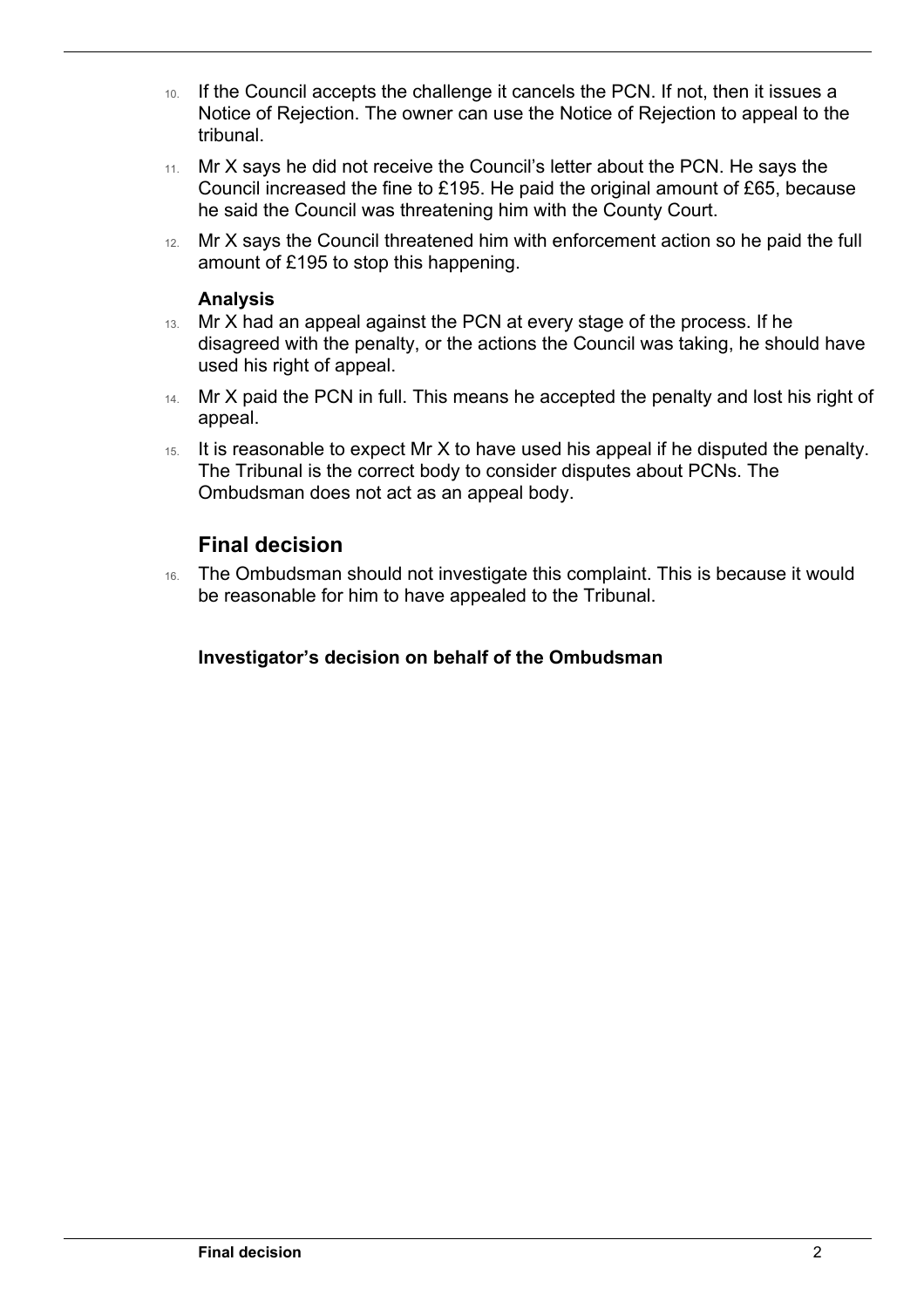10. If the Council accepts the challenge it cancels the PCN. If not, then it issues a Notice of Rejection. The owner can use the Notice of Rejection to appeal to the tribunal.
11. Mr X says he did not receive the Council's letter about the PCN. He says the Council increased the fine to £195. He paid the original amount of £65, because he said the Council was threatening him with the County Court.
12. Mr X says the Council threatened him with enforcement action so he paid the full amount of £195 to stop this happening.

**Analysis**

13. Mr X had an appeal against the PCN at every stage of the process. If he disagreed with the penalty, or the actions the Council was taking, he should have used his right of appeal.
14. Mr X paid the PCN in full. This means he accepted the penalty and lost his right of appeal.
15. It is reasonable to expect Mr X to have used his appeal if he disputed the penalty. The Tribunal is the correct body to consider disputes about PCNs. The Ombudsman does not act as an appeal body.

## Final decision

16. The Ombudsman should not investigate this complaint. This is because it would be reasonable for him to have appealed to the Tribunal.

**Investigator's decision on behalf of the Ombudsman**